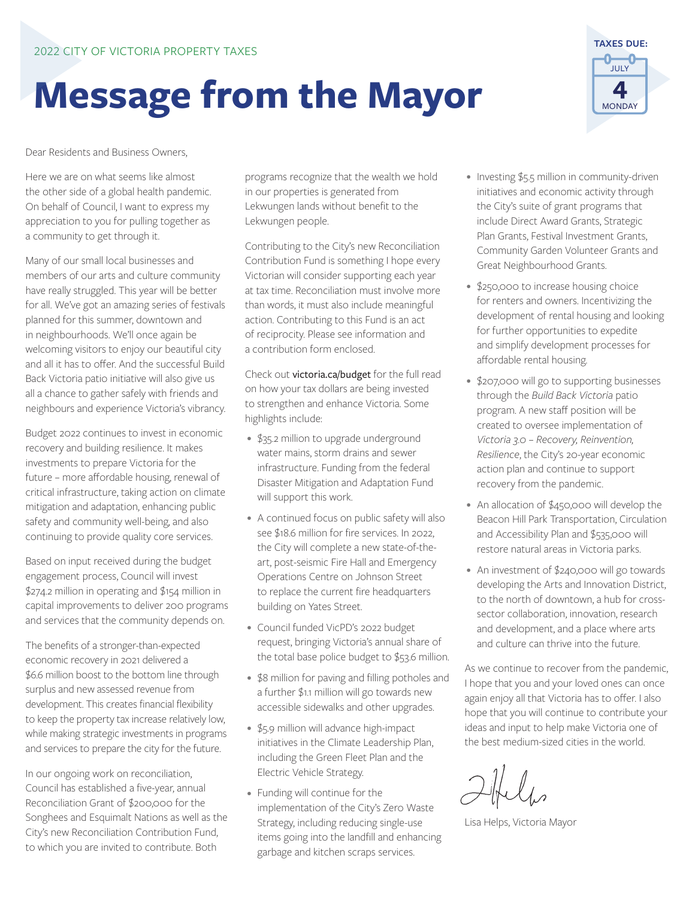2022 CITY OF VICTORIA PROPERTY TAXES

# Message from the Mayor

**TAXES DUE:** JULY 4 MONDAY

Dear Residents and Business Owners,

Here we are on what seems like almost the other side of a global health pandemic. On behalf of Council, I want to express my appreciation to you for pulling together as a community to get through it.

Many of our small local businesses and members of our arts and culture community have really struggled. This year will be better for all. We've got an amazing series of festivals planned for this summer, downtown and in neighbourhoods. We'll once again be welcoming visitors to enjoy our beautiful city and all it has to offer. And the successful Build Back Victoria patio initiative will also give us all a chance to gather safely with friends and neighbours and experience Victoria's vibrancy.

Budget 2022 continues to invest in economic recovery and building resilience. It makes investments to prepare Victoria for the future – more affordable housing, renewal of critical infrastructure, taking action on climate mitigation and adaptation, enhancing public safety and community well-being, and also continuing to provide quality core services.

Based on input received during the budget engagement process, Council will invest $274.2 million in operating and $154 million in capital improvements to deliver 200 programs and services that the community depends on.

The benefits of a stronger-than-expected economic recovery in 2021 delivered a $6.6 million boost to the bottom line through surplus and new assessed revenue from development. This creates financial flexibility to keep the property tax increase relatively low, while making strategic investments in programs and services to prepare the city for the future.

In our ongoing work on reconciliation, Council has established a five-year, annual Reconciliation Grant of $200,000 for the Songhees and Esquimalt Nations as well as the City's new Reconciliation Contribution Fund, to which you are invited to contribute. Both programs recognize that the wealth we hold in our properties is generated from Lekwungen lands without benefit to the Lekwungen people.

Contributing to the City's new Reconciliation Contribution Fund is something I hope every Victorian will consider supporting each year at tax time. Reconciliation must involve more than words, it must also include meaningful action. Contributing to this Fund is an act of reciprocity. Please see information and a contribution form enclosed.

Check out **victoria.ca/budget** for the full read on how your tax dollars are being invested to strengthen and enhance Victoria. Some highlights include:

- $35.2 million to upgrade underground water mains, storm drains and sewer infrastructure. Funding from the federal Disaster Mitigation and Adaptation Fund will support this work.
- A continued focus on public safety will also see $18.6 million for fire services. In 2022, the City will complete a new state-of-the-art, post-seismic Fire Hall and Emergency Operations Centre on Johnson Street to replace the current fire headquarters building on Yates Street.
- Council funded VicPD's 2022 budget request, bringing Victoria's annual share of the total base police budget to $53.6 million.
- $8 million for paving and filling potholes and a further $1.1 million will go towards new accessible sidewalks and other upgrades.
- $5.9 million will advance high-impact initiatives in the Climate Leadership Plan, including the Green Fleet Plan and the Electric Vehicle Strategy.
- Funding will continue for the implementation of the City's Zero Waste Strategy, including reducing single-use items going into the landfill and enhancing garbage and kitchen scraps services.
- Investing $5.5 million in community-driven initiatives and economic activity through the City's suite of grant programs that include Direct Award Grants, Strategic Plan Grants, Festival Investment Grants, Community Garden Volunteer Grants and Great Neighbourhood Grants.
- $250,000 to increase housing choice for renters and owners. Incentivizing the development of rental housing and looking for further opportunities to expedite and simplify development processes for affordable rental housing.
- $207,000 will go to supporting businesses through the *Build Back Victoria* patio program. A new staff position will be created to oversee implementation of *Victoria 3.0 – Recovery, Reinvention, Resilience*, the City's 20-year economic action plan and continue to support recovery from the pandemic.
- An allocation of $450,000 will develop the Beacon Hill Park Transportation, Circulation and Accessibility Plan and $535,000 will restore natural areas in Victoria parks.
- An investment of $240,000 will go towards developing the Arts and Innovation District, to the north of downtown, a hub for cross-sector collaboration, innovation, research and development, and a place where arts and culture can thrive into the future.

As we continue to recover from the pandemic, I hope that you and your loved ones can once again enjoy all that Victoria has to offer. I also hope that you will continue to contribute your ideas and input to help make Victoria one of the best medium-sized cities in the world.

Lisa Helps, Victoria Mayor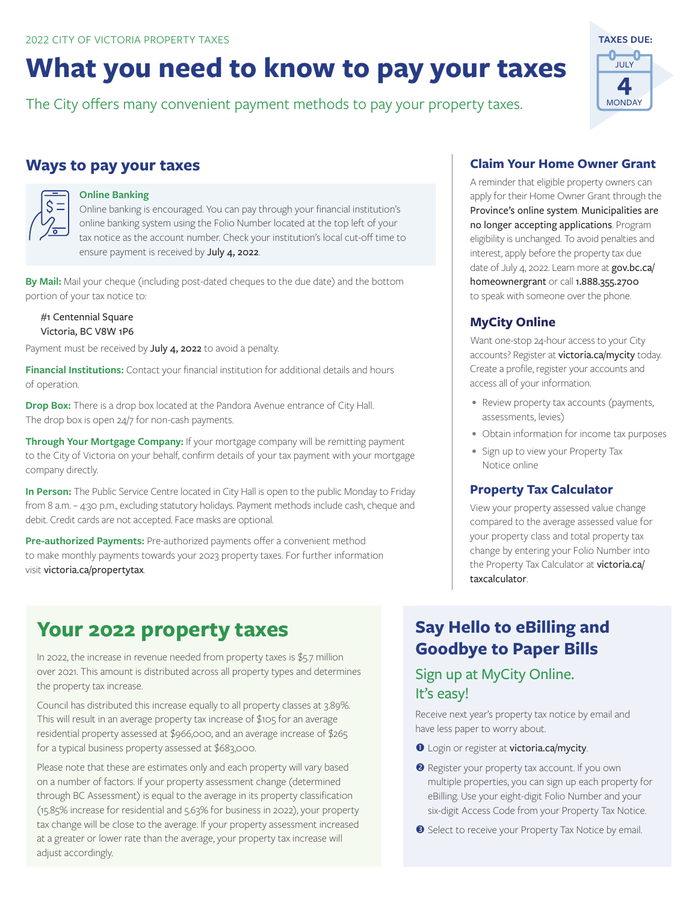2022 CITY OF VICTORIA PROPERTY TAXES

# What you need to know to pay your taxes

The City offers many convenient payment methods to pay your property taxes.

**TAXES DUE:** JULY 4 MONDAY

## Ways to pay your taxes

**Online Banking**
Online banking is encouraged. You can pay through your financial institution's online banking system using the Folio Number located at the top left of your tax notice as the account number. Check your institution's local cut-off time to ensure payment is received by July 4, 2022.

**By Mail:** Mail your cheque (including post-dated cheques to the due date) and the bottom portion of your tax notice to:

#1 Centennial Square
Victoria, BC V8W 1P6

Payment must be received by July 4, 2022 to avoid a penalty.

**Financial Institutions:** Contact your financial institution for additional details and hours of operation.

**Drop Box:** There is a drop box located at the Pandora Avenue entrance of City Hall. The drop box is open 24/7 for non-cash payments.

**Through Your Mortgage Company:** If your mortgage company will be remitting payment to the City of Victoria on your behalf, confirm details of your tax payment with your mortgage company directly.

**In Person:** The Public Service Centre located in City Hall is open to the public Monday to Friday from 8 a.m. – 4:30 p.m., excluding statutory holidays. Payment methods include cash, cheque and debit. Credit cards are not accepted. Face masks are optional.

**Pre-authorized Payments:** Pre-authorized payments offer a convenient method to make monthly payments towards your 2023 property taxes. For further information visit victoria.ca/propertytax.

### Claim Your Home Owner Grant

A reminder that eligible property owners can apply for their Home Owner Grant through the Province's online system. Municipalities are no longer accepting applications. Program eligibility is unchanged. To avoid penalties and interest, apply before the property tax due date of July 4, 2022. Learn more at gov.bc.ca/homeownergrant or call 1.888.355.2700 to speak with someone over the phone.

### MyCity Online

Want one-stop 24-hour access to your City accounts? Register at victoria.ca/mycity today. Create a profile, register your accounts and access all of your information.

- Review property tax accounts (payments, assessments, levies)
- Obtain information for income tax purposes
- Sign up to view your Property Tax Notice online

### Property Tax Calculator

View your property assessed value change compared to the average assessed value for your property class and total property tax change by entering your Folio Number into the Property Tax Calculator at victoria.ca/taxcalculator.

## Your 2022 property taxes

In 2022, the increase in revenue needed from property taxes is $5.7 million over 2021. This amount is distributed across all property types and determines the property tax increase.

Council has distributed this increase equally to all property classes at 3.89%. This will result in an average property tax increase of $105 for an average residential property assessed at $966,000, and an average increase of $265 for a typical business property assessed at $683,000.

Please note that these are estimates only and each property will vary based on a number of factors. If your property assessment change (determined through BC Assessment) is equal to the average in its property classification (15.85% increase for residential and 5.63% for business in 2022), your property tax change will be close to the average. If your property assessment increased at a greater or lower rate than the average, your property tax increase will adjust accordingly.

## Say Hello to eBilling and Goodbye to Paper Bills

### Sign up at MyCity Online. It's easy!

Receive next year's property tax notice by email and have less paper to worry about.

1. Login or register at victoria.ca/mycity.
2. Register your property tax account. If you own multiple properties, you can sign up each property for eBilling. Use your eight-digit Folio Number and your six-digit Access Code from your Property Tax Notice.
3. Select to receive your Property Tax Notice by email.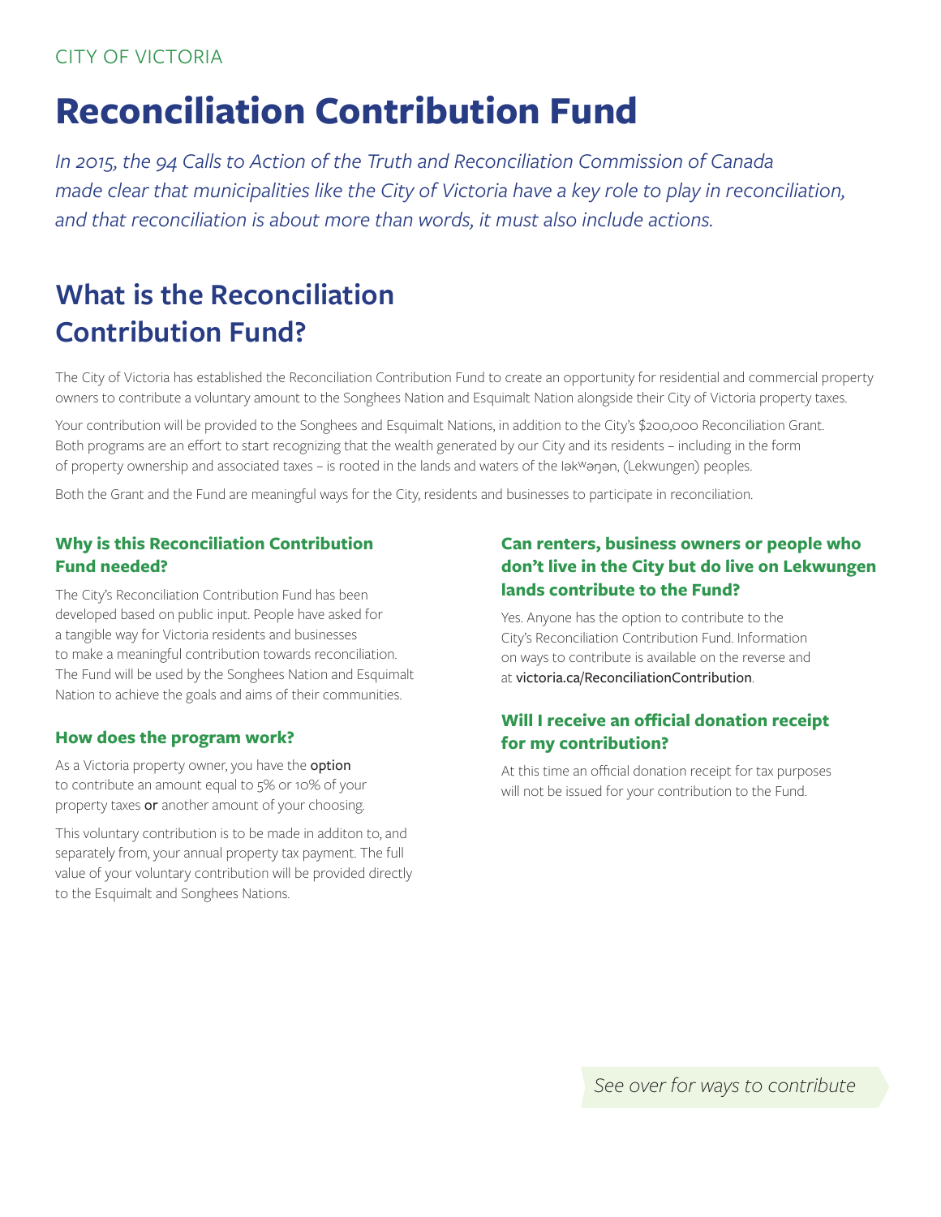CITY OF VICTORIA

# Reconciliation Contribution Fund

*In 2015, the 94 Calls to Action of the Truth and Reconciliation Commission of Canada made clear that municipalities like the City of Victoria have a key role to play in reconciliation, and that reconciliation is about more than words, it must also include actions.*

## What is the Reconciliation Contribution Fund?

The City of Victoria has established the Reconciliation Contribution Fund to create an opportunity for residential and commercial property owners to contribute a voluntary amount to the Songhees Nation and Esquimalt Nation alongside their City of Victoria property taxes.

Your contribution will be provided to the Songhees and Esquimalt Nations, in addition to the City's $200,000 Reconciliation Grant. Both programs are an effort to start recognizing that the wealth generated by our City and its residents – including in the form of property ownership and associated taxes – is rooted in the lands and waters of the ləkʷəŋən, (Lekwungen) peoples.

Both the Grant and the Fund are meaningful ways for the City, residents and businesses to participate in reconciliation.

### Why is this Reconciliation Contribution Fund needed?

The City's Reconciliation Contribution Fund has been developed based on public input. People have asked for a tangible way for Victoria residents and businesses to make a meaningful contribution towards reconciliation. The Fund will be used by the Songhees Nation and Esquimalt Nation to achieve the goals and aims of their communities.

### How does the program work?

As a Victoria property owner, you have the option to contribute an amount equal to 5% or 10% of your property taxes or another amount of your choosing.

This voluntary contribution is to be made in additon to, and separately from, your annual property tax payment. The full value of your voluntary contribution will be provided directly to the Esquimalt and Songhees Nations.

### Can renters, business owners or people who don't live in the City but do live on Lekwungen lands contribute to the Fund?

Yes. Anyone has the option to contribute to the City's Reconciliation Contribution Fund. Information on ways to contribute is available on the reverse and at victoria.ca/ReconciliationContribution.

### Will I receive an official donation receipt for my contribution?

At this time an official donation receipt for tax purposes will not be issued for your contribution to the Fund.

*See over for ways to contribute*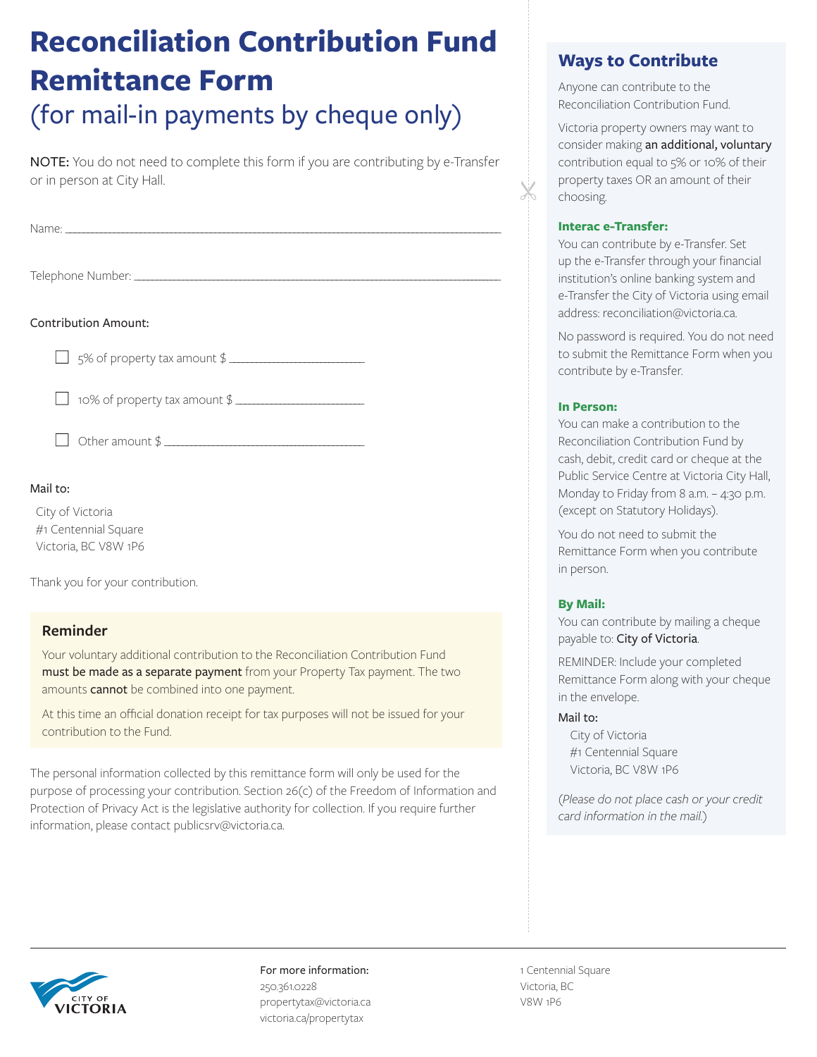# Reconciliation Contribution Fund Remittance Form

## (for mail-in payments by cheque only)

**NOTE:** You do not need to complete this form if you are contributing by e-Transfer or in person at City Hall.

Name: ______________________________

Telephone Number: ______________________________

Contribution Amount:

- ☐ 5% of property tax amount $ ______________
- ☐ 10% of property tax amount $ ______________
- ☐ Other amount $ ______________

Mail to:

City of Victoria
#1 Centennial Square
Victoria, BC V8W 1P6

Thank you for your contribution.

### Reminder

Your voluntary additional contribution to the Reconciliation Contribution Fund **must be made as a separate payment** from your Property Tax payment. The two amounts **cannot** be combined into one payment.

At this time an official donation receipt for tax purposes will not be issued for your contribution to the Fund.

The personal information collected by this remittance form will only be used for the purpose of processing your contribution. Section 26(c) of the Freedom of Information and Protection of Privacy Act is the legislative authority for collection. If you require further information, please contact publicsrv@victoria.ca.

## Ways to Contribute

Anyone can contribute to the Reconciliation Contribution Fund.

Victoria property owners may want to consider making **an additional, voluntary** contribution equal to 5% or 10% of their property taxes OR an amount of their choosing.

**Interac e-Transfer:**

You can contribute by e-Transfer. Set up the e-Transfer through your financial institution's online banking system and e-Transfer the City of Victoria using email address: reconciliation@victoria.ca.

No password is required. You do not need to submit the Remittance Form when you contribute by e-Transfer.

**In Person:**

You can make a contribution to the Reconciliation Contribution Fund by cash, debit, credit card or cheque at the Public Service Centre at Victoria City Hall, Monday to Friday from 8 a.m. – 4:30 p.m. (except on Statutory Holidays).

You do not need to submit the Remittance Form when you contribute in person.

**By Mail:**

You can contribute by mailing a cheque payable to: **City of Victoria**.

REMINDER: Include your completed Remittance Form along with your cheque in the envelope.

Mail to:

City of Victoria
#1 Centennial Square
Victoria, BC V8W 1P6

*(Please do not place cash or your credit card information in the mail.)*

CITY OF VICTORIA

For more information:
250.361.0228
propertytax@victoria.ca
victoria.ca/propertytax

1 Centennial Square
Victoria, BC
V8W 1P6